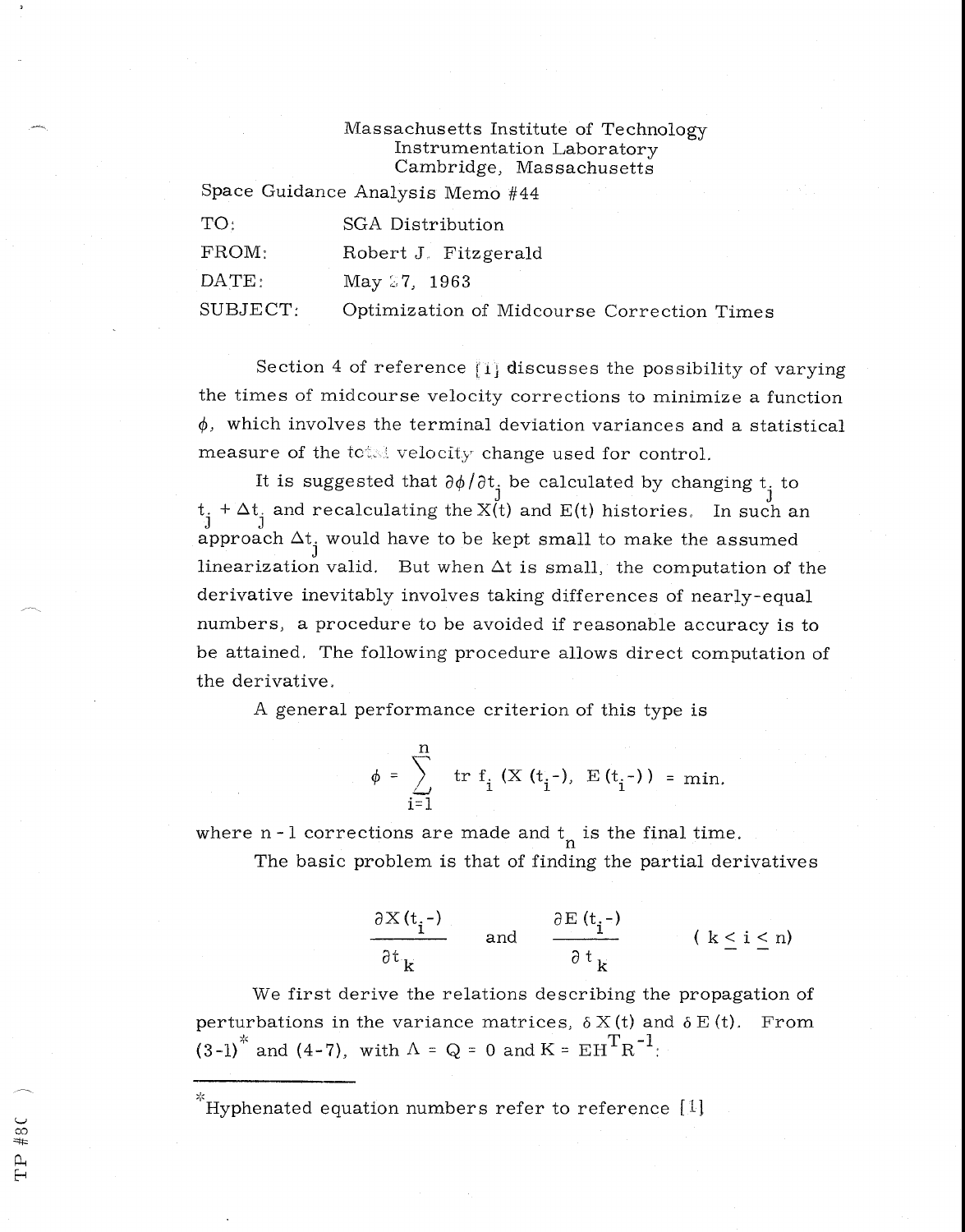Massachusetts Institute of Technology
Instrumentation Laboratory
Cambridge, Massachusetts

Space Guidance Analysis Memo #44

| | |
|---|---|
| TO: | SGA Distribution |
| FROM: | Robert J. Fitzgerald |
| DATE: | May 27, 1963 |
| SUBJECT: | Optimization of Midcourse Correction Times |

Section 4 of reference [1] discusses the possibility of varying the times of midcourse velocity corrections to minimize a function $\phi$, which involves the terminal deviation variances and a statistical measure of the total velocity change used for control.

It is suggested that $\partial \phi / \partial t_j$ be calculated by changing $t_j$ to $t_j + \Delta t_j$ and recalculating the $X(t)$ and $E(t)$ histories. In such an approach $\Delta t_j$ would have to be kept small to make the assumed linearization valid. But when $\Delta t$ is small, the computation of the derivative inevitably involves taking differences of nearly-equal numbers, a procedure to be avoided if reasonable accuracy is to be attained. The following procedure allows direct computation of the derivative.

A general performance criterion of this type is

$$\phi = \sum_{i=1}^{n} \text{tr } f_i \left( X(t_i -), \; E(t_i -) \right) = \text{min.}$$

where $n - 1$ corrections are made and $t_n$ is the final time.

The basic problem is that of finding the partial derivatives

$$\frac{\partial X(t_i -)}{\partial t_k} \quad \text{and} \quad \frac{\partial E(t_i -)}{\partial t_k} \qquad (k \leq i \leq n)$$

We first derive the relations describing the propagation of perturbations in the variance matrices, $\delta X(t)$ and $\delta E(t)$. From (3-1)* and (4-7), with $\Lambda = Q = 0$ and $K = EH^T R^{-1}$:

*Hyphenated equation numbers refer to reference [1]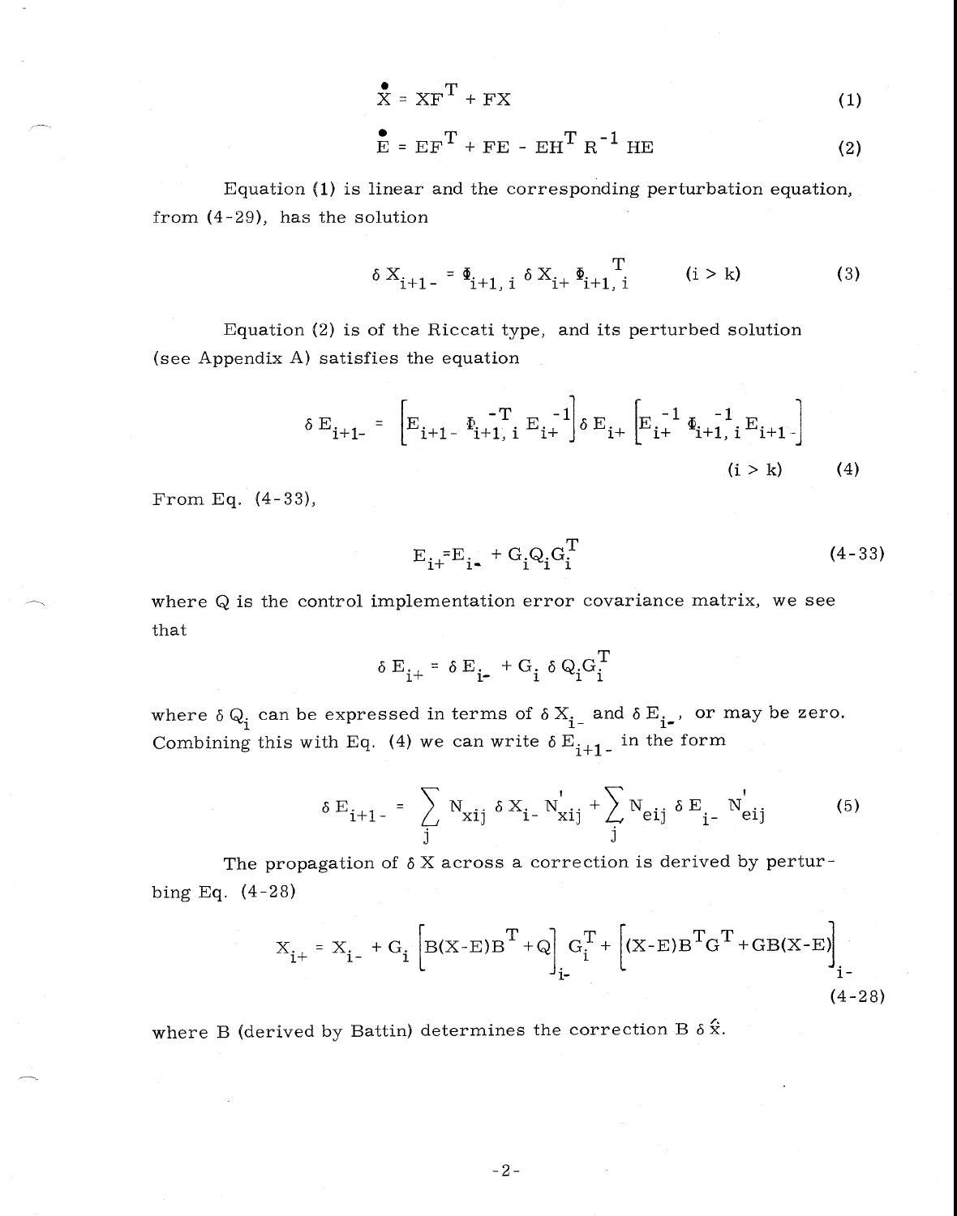$$\dot{X} = XF^T + FX \tag{1}$$

$$\dot{E} = EF^T + FE - EH^T R^{-1} HE \tag{2}$$

Equation (1) is linear and the corresponding perturbation equation, from (4-29), has the solution

$$\delta X_{i+1-} = \Phi_{i+1,\,i}\, \delta X_{i+}\, \Phi_{i+1,\,i}^T \qquad (i > k) \tag{3}$$

Equation (2) is of the Riccati type, and its perturbed solution (see Appendix A) satisfies the equation

$$\delta E_{i+1-} = \left[E_{i+1-}\, \Phi_{i+1,\,i}^{-T}\, E_{i+}^{-1}\right] \delta E_{i+} \left[E_{i+}^{-1}\, \Phi_{i+1,\,i}^{-1}\, E_{i+1-}\right] \qquad (i > k) \tag{4}$$

From Eq. (4-33),

$$E_{i+} = E_{i-} + G_i Q_i G_i^T \tag{4-33}$$

where Q is the control implementation error covariance matrix, we see that

$$\delta E_{i+} = \delta E_{i-} + G_i\, \delta Q_i G_i^T$$

where $\delta Q_i$ can be expressed in terms of $\delta X_{i-}$ and $\delta E_{i-}$, or may be zero. Combining this with Eq. (4) we can write $\delta E_{i+1-}$ in the form

$$\delta E_{i+1-} = \sum_j N_{xij}\, \delta X_{i-}\, N_{xij}' + \sum_j N_{eij}\, \delta E_{i-}\, N_{eij}' \tag{5}$$

The propagation of $\delta X$ across a correction is derived by perturbing Eq. (4-28)

$$X_{i+} = X_{i-} + G_i \left[B(X-E)B^T + Q\right]_{i-} G_i^T + \left[(X-E)B^T G^T + GB(X-E)\right]_{i-} \tag{4-28}$$

where B (derived by Battin) determines the correction $B\, \delta \hat{x}$.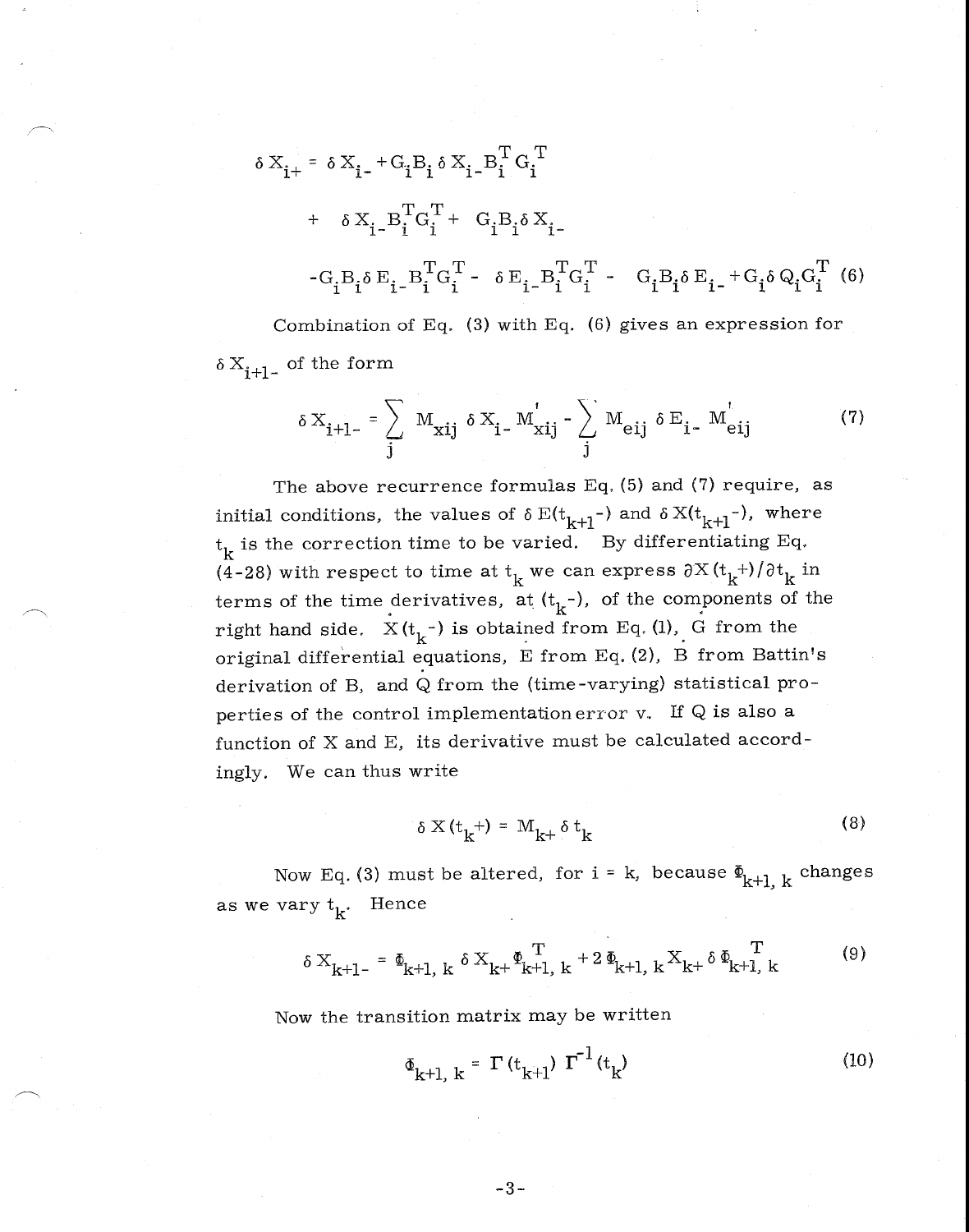$$\delta X_{i+} = \delta X_{i-} + G_i B_i \delta X_{i-} B_i^T G_i^T$$

$$+ \quad \delta X_{i-} B_i^T G_i^T + \quad G_i B_i \delta X_{i-}$$

$$-G_i B_i \delta E_{i-} B_i^T G_i^T - \quad \delta E_{i-} B_i^T G_i^T - \quad G_i B_i \delta E_{i-} + G_i \delta Q_i G_i^T \quad (6)$$

Combination of Eq. (3) with Eq. (6) gives an expression for $\delta X_{i+1-}$ of the form

$$\delta X_{i+1-} = \sum_j M_{xij} \delta X_{i-} M'_{xij} - \sum_j M_{eij} \delta E_{i-} M'_{eij} \quad (7)$$

The above recurrence formulas Eq. (5) and (7) require, as initial conditions, the values of $\delta E(t_{k+1}-)$ and $\delta X(t_{k+1}-)$, where $t_k$ is the correction time to be varied. By differentiating Eq. (4-28) with respect to time at $t_k$ we can express $\partial X(t_k+)/\partial t_k$ in terms of the time derivatives, at $(t_k-)$, of the components of the right hand side. $\dot{X}(t_k-)$ is obtained from Eq. (1), $\dot{G}$ from the original differential equations, $\dot{E}$ from Eq. (2), $\dot{B}$ from Battin's derivation of B, and $\dot{Q}$ from the (time-varying) statistical properties of the control implementation error v. If Q is also a function of X and E, its derivative must be calculated accordingly. We can thus write

$$\delta X(t_k+) = M_{k+} \delta t_k \quad (8)$$

Now Eq. (3) must be altered, for i = k, because $\Phi_{k+1, k}$ changes as we vary $t_k$. Hence

$$\delta X_{k+1-} = \Phi_{k+1, k} \delta X_{k+} \Phi_{k+1, k}^T + 2 \Phi_{k+1, k} X_{k+} \delta \Phi_{k+1, k}^T \quad (9)$$

Now the transition matrix may be written

$$\Phi_{k+1, k} = \Gamma(t_{k+1}) \Gamma^{-1}(t_k) \quad (10)$$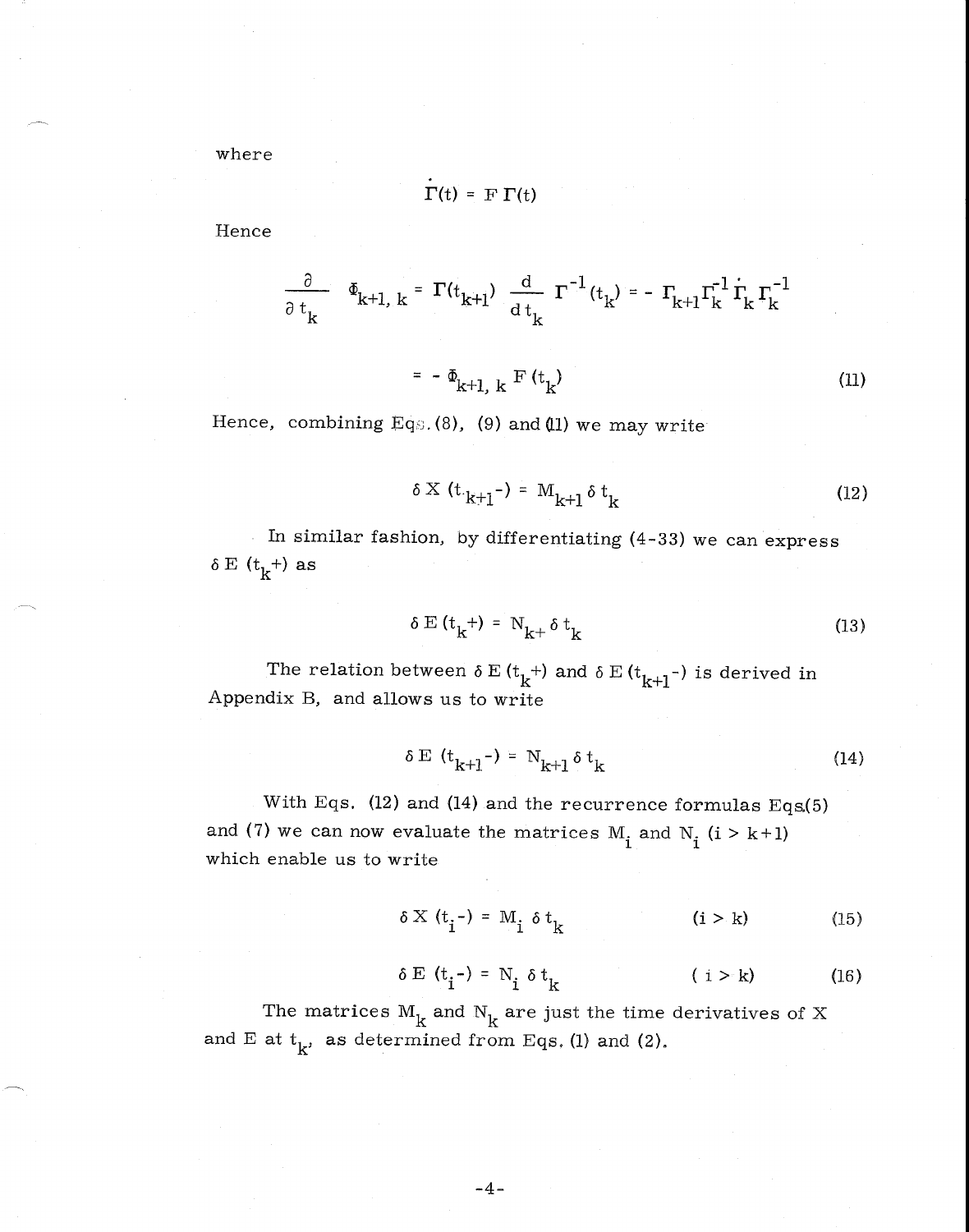where

$$\dot{\Gamma}(t) = F\,\Gamma(t)$$

Hence

$$\frac{\partial}{\partial t_k}\,\Phi_{k+1,\,k} = \Gamma(t_{k+1})\,\frac{d}{d\,t_k}\,\Gamma^{-1}(t_k) = -\,\Gamma_{k+1}\Gamma_k^{-1}\,\dot{\Gamma}_k\,\Gamma_k^{-1}$$

$$= -\,\Phi_{k+1,\,k}\,F\,(t_k) \tag{11}$$

Hence, combining Eqs. (8), (9) and (11) we may write

$$\delta\,X\,(t_{k+1}-) = M_{k+1}\,\delta\,t_k \tag{12}$$

In similar fashion, by differentiating (4-33) we can express $\delta\,E\,(t_k+)$ as

$$\delta\,E\,(t_k+) = N_{k+}\,\delta\,t_k \tag{13}$$

The relation between $\delta\,E\,(t_k+)$ and $\delta\,E\,(t_{k+1}-)$ is derived in Appendix B, and allows us to write

$$\delta\,E\,(t_{k+1}-) = N_{k+1}\,\delta\,t_k \tag{14}$$

With Eqs. (12) and (14) and the recurrence formulas Eqs.(5) and (7) we can now evaluate the matrices $M_i$ and $N_i$ $(i > k+1)$ which enable us to write

$$\delta\,X\,(t_i-) = M_i\,\delta\,t_k \qquad (i > k) \tag{15}$$

$$\delta\,E\,(t_i-) = N_i\,\delta\,t_k \qquad (i > k) \tag{16}$$

The matrices $M_k$ and $N_k$ are just the time derivatives of X and E at $t_k$, as determined from Eqs. (1) and (2).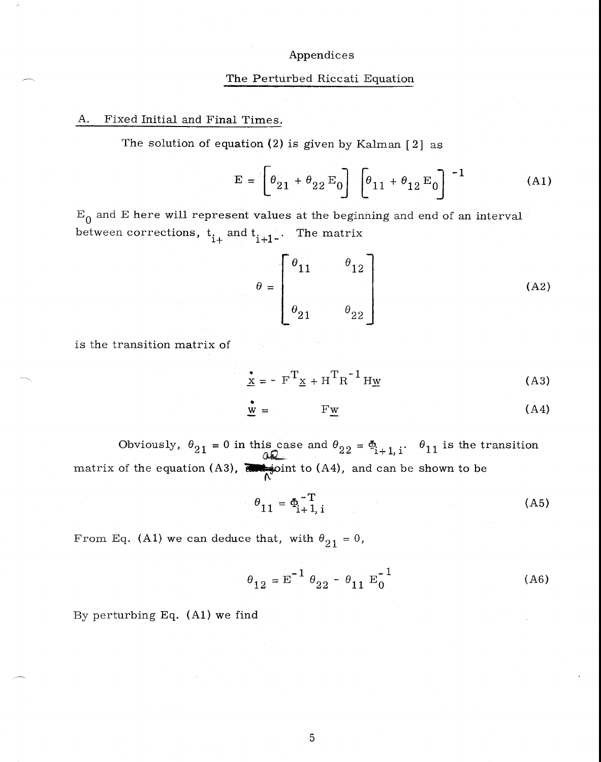# Appendices

## The Perturbed Riccati Equation

### A. Fixed Initial and Final Times.

The solution of equation (2) is given by Kalman [2] as

$$E = \left[\theta_{21} + \theta_{22} E_0\right] \left[\theta_{11} + \theta_{12} E_0\right]^{-1} \tag{A1}$$

$E_0$ and $E$ here will represent values at the beginning and end of an interval between corrections, $t_{i+}$ and $t_{i+1-}$. The matrix

$$\theta = \begin{bmatrix} \theta_{11} & \theta_{12} \\ \theta_{21} & \theta_{22} \end{bmatrix} \tag{A2}$$

is the transition matrix of

$$\dot{\underline{x}} = - F^T \underline{x} + H^T R^{-1} H \underline{w} \tag{A3}$$

$$\dot{\underline{w}} = F \underline{w} \tag{A4}$$

Obviously, $\theta_{21} = 0$ in this case and $\theta_{22} = \Phi_{i+1,i}$. $\theta_{11}$ is the transition matrix of the equation (A3), adjoint to (A4), and can be shown to be

$$\theta_{11} = \Phi_{i+1,i}^{-T} \tag{A5}$$

From Eq. (A1) we can deduce that, with $\theta_{21} = 0$,

$$\theta_{12} = E^{-1} \theta_{22} - \theta_{11} E_0^{-1} \tag{A6}$$

By perturbing Eq. (A1) we find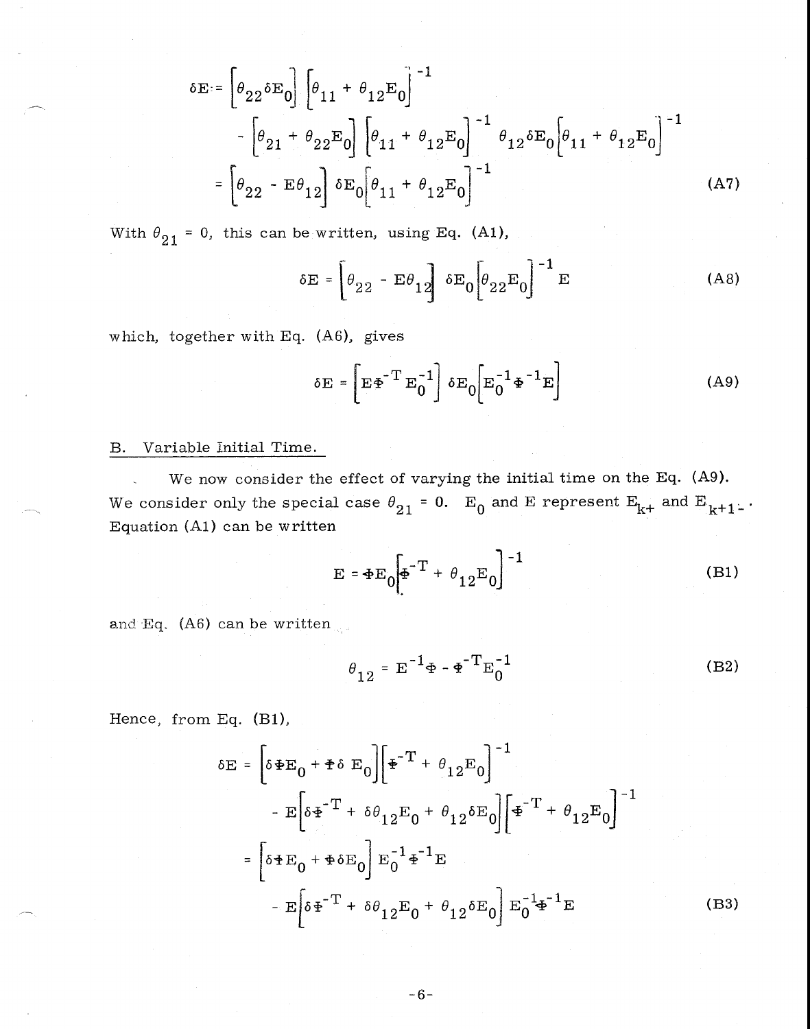$$
\begin{aligned}
\delta E &= \left[\theta_{22}\delta E_0\right]\left[\theta_{11} + \theta_{12}E_0\right]^{-1} \\
&\quad - \left[\theta_{21} + \theta_{22}E_0\right]\left[\theta_{11} + \theta_{12}E_0\right]^{-1}\theta_{12}\delta E_0\left[\theta_{11} + \theta_{12}E_0\right]^{-1} \\
&= \left[\theta_{22} - E\theta_{12}\right]\delta E_0\left[\theta_{11} + \theta_{12}E_0\right]^{-1}
\end{aligned}
\tag{A7}
$$

With $\theta_{21} = 0$, this can be written, using Eq. (A1),

$$
\delta E = \left[\theta_{22} - E\theta_{12}\right]\delta E_0\left[\theta_{22}E_0\right]^{-1} E
\tag{A8}
$$

which, together with Eq. (A6), gives

$$
\delta E = \left[E\Phi^{-T}E_0^{-1}\right]\delta E_0\left[E_0^{-1}\Phi^{-1}E\right]
\tag{A9}
$$

## B. Variable Initial Time.

We now consider the effect of varying the initial time on the Eq. (A9). We consider only the special case $\theta_{21} = 0$. $E_0$ and $E$ represent $E_{k+}$ and $E_{k+1-}$. Equation (A1) can be written

$$
E = \Phi E_0\left[\Phi^{-T} + \theta_{12}E_0\right]^{-1}
\tag{B1}
$$

and Eq. (A6) can be written

$$
\theta_{12} = E^{-1}\Phi - \Phi^{-T}E_0^{-1}
\tag{B2}
$$

Hence, from Eq. (B1),

$$
\begin{aligned}
\delta E &= \left[\delta\Phi E_0 + \Phi\delta E_0\right]\left[\Phi^{-T} + \theta_{12}E_0\right]^{-1} \\
&\quad - E\left[\delta\Phi^{-T} + \delta\theta_{12}E_0 + \theta_{12}\delta E_0\right]\left[\Phi^{-T} + \theta_{12}E_0\right]^{-1} \\
&= \left[\delta\Phi E_0 + \Phi\delta E_0\right]E_0^{-1}\Phi^{-1}E \\
&\quad - E\left[\delta\Phi^{-T} + \delta\theta_{12}E_0 + \theta_{12}\delta E_0\right]E_0^{-1}\Phi^{-1}E
\end{aligned}
\tag{B3}
$$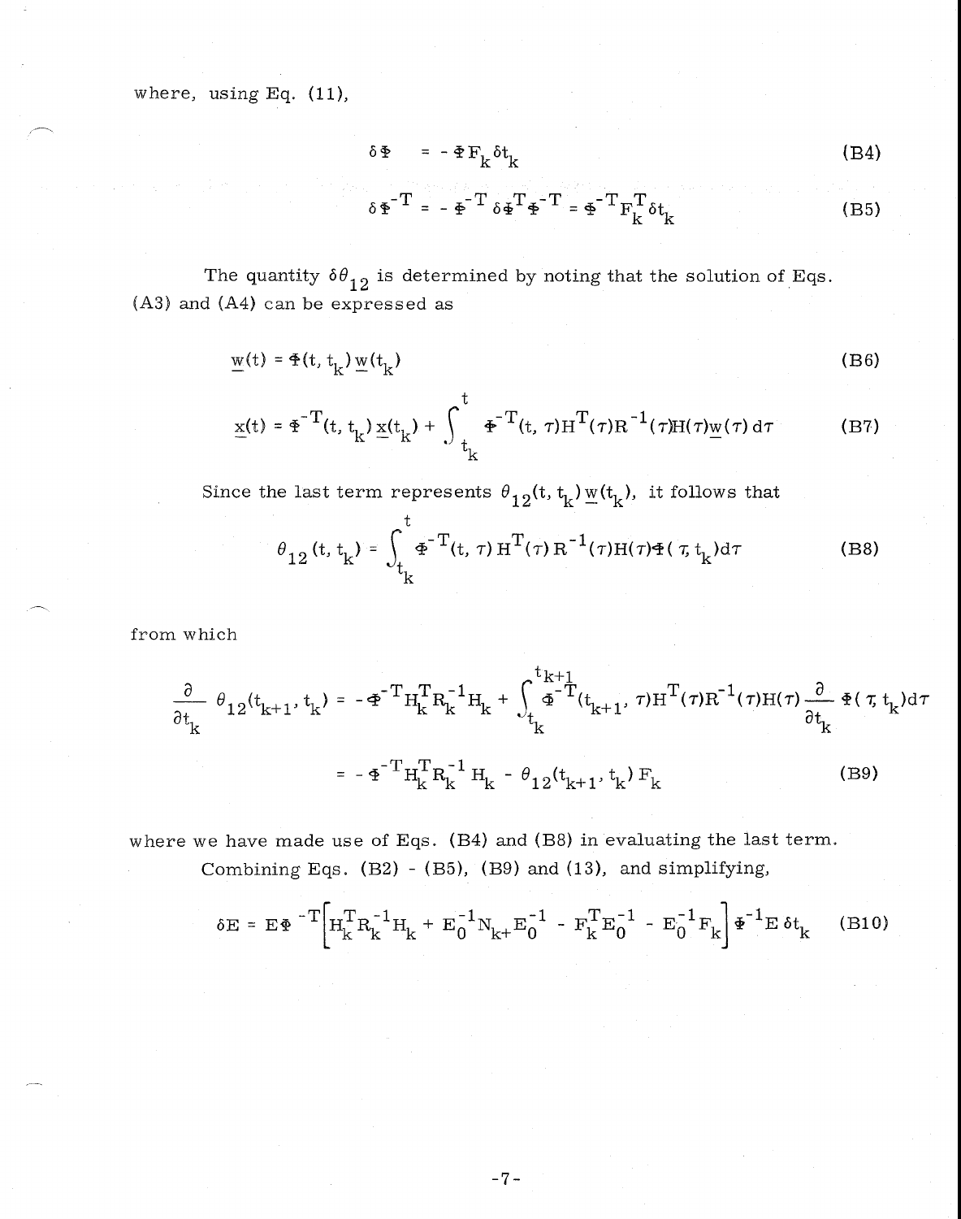where, using Eq. (11),

$$\delta \Phi = -\Phi F_k \delta t_k \tag{B4}$$

$$\delta \Phi^{-T} = -\Phi^{-T} \delta \Phi^T \Phi^{-T} = \Phi^{-T} F_k^T \delta t_k \tag{B5}$$

The quantity $\delta\theta_{12}$ is determined by noting that the solution of Eqs. (A3) and (A4) can be expressed as

$$\underline{w}(t) = \Phi(t, t_k)\, \underline{w}(t_k) \tag{B6}$$

$$\underline{x}(t) = \Phi^{-T}(t, t_k)\, \underline{x}(t_k) + \int_{t_k}^{t} \Phi^{-T}(t, \tau) H^T(\tau) R^{-1}(\tau) H(\tau) \underline{w}(\tau)\, d\tau \tag{B7}$$

Since the last term represents $\theta_{12}(t, t_k)\, \underline{w}(t_k)$, it follows that

$$\theta_{12}(t, t_k) = \int_{t_k}^{t} \Phi^{-T}(t, \tau) H^T(\tau) R^{-1}(\tau) H(\tau) \Phi(\tau, t_k)\, d\tau \tag{B8}$$

from which

$$\frac{\partial}{\partial t_k} \theta_{12}(t_{k+1}, t_k) = -\Phi^{-T} H_k^T R_k^{-1} H_k + \int_{t_k}^{t_{k+1}} \Phi^{-T}(t_{k+1}, \tau) H^T(\tau) R^{-1}(\tau) H(\tau) \frac{\partial}{\partial t_k} \Phi(\tau, t_k)\, d\tau$$

$$= -\Phi^{-T} H_k^T R_k^{-1} H_k - \theta_{12}(t_{k+1}, t_k) F_k \tag{B9}$$

where we have made use of Eqs. (B4) and (B8) in evaluating the last term.

Combining Eqs. (B2) - (B5), (B9) and (13), and simplifying,

$$\delta E = E \Phi^{-T} \left[ H_k^T R_k^{-1} H_k + E_0^{-1} N_{k+} E_0^{-1} - F_k^T E_0^{-1} - E_0^{-1} F_k \right] \Phi^{-1} E\, \delta t_k \tag{B10}$$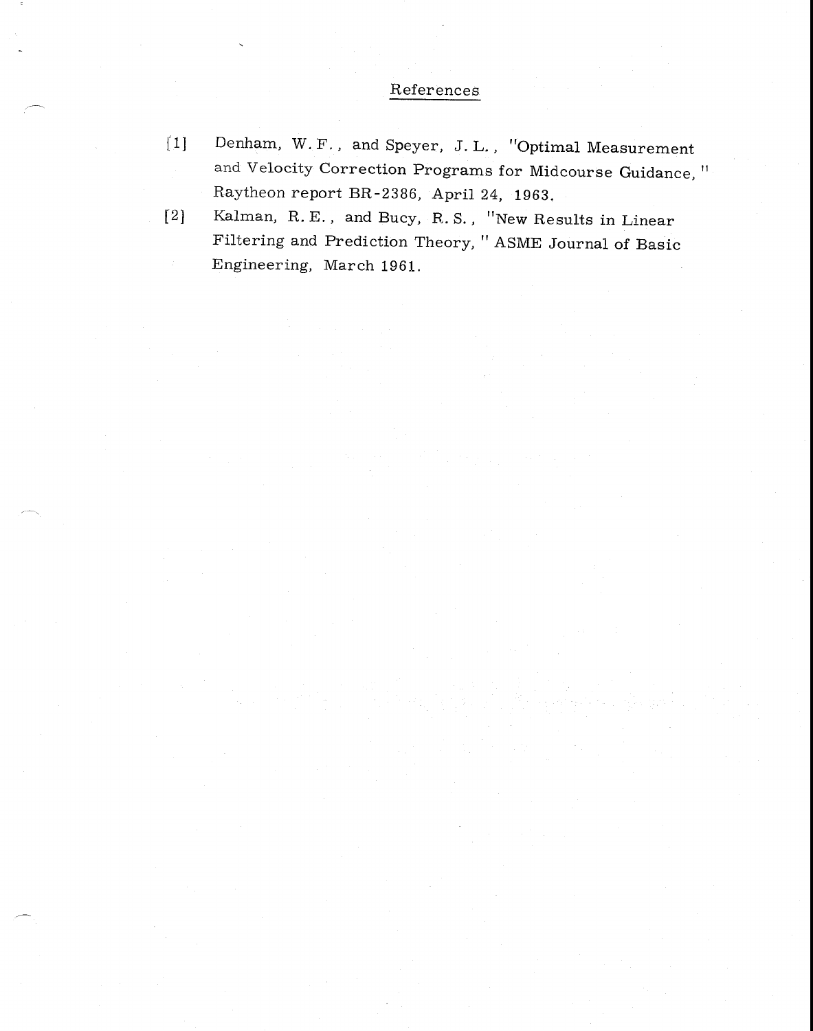## References

[1] Denham, W. F., and Speyer, J. L., "Optimal Measurement and Velocity Correction Programs for Midcourse Guidance," Raytheon report BR-2386, April 24, 1963.

[2] Kalman, R. E., and Bucy, R. S., "New Results in Linear Filtering and Prediction Theory," ASME Journal of Basic Engineering, March 1961.